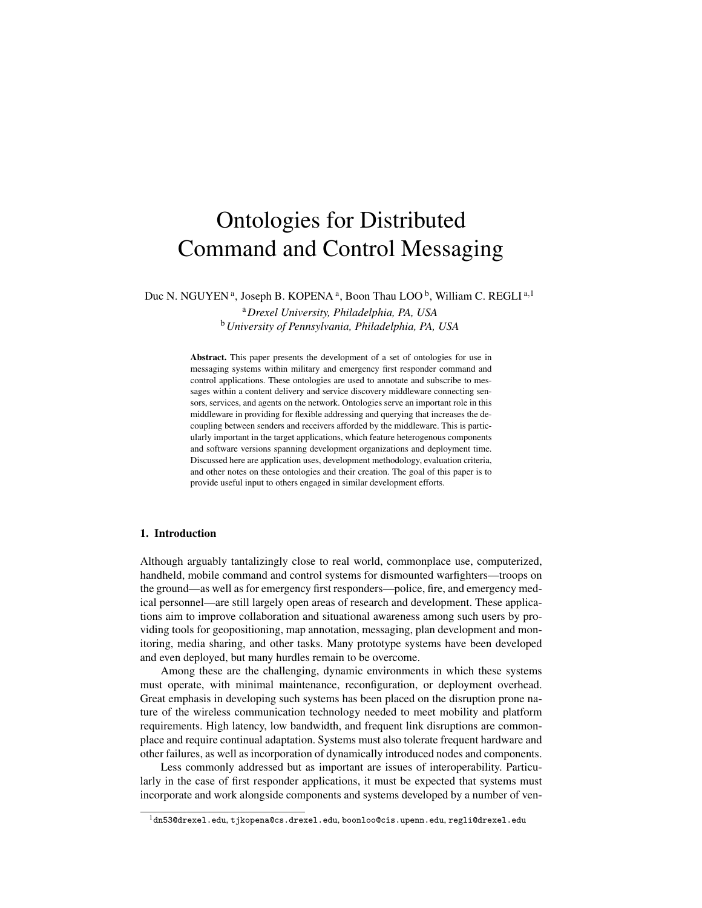# Ontologies for Distributed Command and Control Messaging

Duc N. NGUYEN [a], Joseph B. KOPENA [a], Boon Thau LOO [b], William C. REGLI [a,1]

[a] *Drexel University, Philadelphia, PA, USA*

[b] *University of Pennsylvania, Philadelphia, PA, USA*

**Abstract.** This paper presents the development of a set of ontologies for use in messaging systems within military and emergency first responder command and control applications. These ontologies are used to annotate and subscribe to messages within a content delivery and service discovery middleware connecting sensors, services, and agents on the network. Ontologies serve an important role in this middleware in providing for flexible addressing and querying that increases the decoupling between senders and receivers afforded by the middleware. This is particularly important in the target applications, which feature heterogenous components and software versions spanning development organizations and deployment time. Discussed here are application uses, development methodology, evaluation criteria, and other notes on these ontologies and their creation. The goal of this paper is to provide useful input to others engaged in similar development efforts.

## 1. Introduction

Although arguably tantalizingly close to real world, commonplace use, computerized, handheld, mobile command and control systems for dismounted warfighters—troops on the ground—as well as for emergency first responders—police, fire, and emergency medical personnel—are still largely open areas of research and development. These applications aim to improve collaboration and situational awareness among such users by providing tools for geopositioning, map annotation, messaging, plan development and monitoring, media sharing, and other tasks. Many prototype systems have been developed and even deployed, but many hurdles remain to be overcome.

Among these are the challenging, dynamic environments in which these systems must operate, with minimal maintenance, reconfiguration, or deployment overhead. Great emphasis in developing such systems has been placed on the disruption prone nature of the wireless communication technology needed to meet mobility and platform requirements. High latency, low bandwidth, and frequent link disruptions are commonplace and require continual adaptation. Systems must also tolerate frequent hardware and other failures, as well as incorporation of dynamically introduced nodes and components.

Less commonly addressed but as important are issues of interoperability. Particularly in the case of first responder applications, it must be expected that systems must incorporate and work alongside components and systems developed by a number of ven-

[1] dn53@drexel.edu, tjkopena@cs.drexel.edu, boonloo@cis.upenn.edu, regli@drexel.edu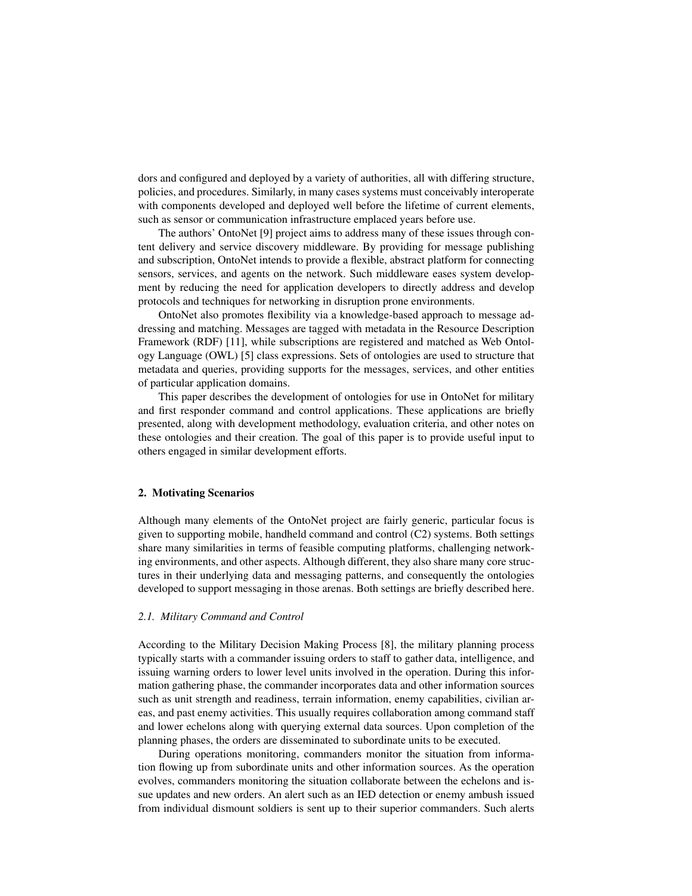dors and configured and deployed by a variety of authorities, all with differing structure, policies, and procedures. Similarly, in many cases systems must conceivably interoperate with components developed and deployed well before the lifetime of current elements, such as sensor or communication infrastructure emplaced years before use.

The authors' OntoNet [9] project aims to address many of these issues through content delivery and service discovery middleware. By providing for message publishing and subscription, OntoNet intends to provide a flexible, abstract platform for connecting sensors, services, and agents on the network. Such middleware eases system development by reducing the need for application developers to directly address and develop protocols and techniques for networking in disruption prone environments.

OntoNet also promotes flexibility via a knowledge-based approach to message addressing and matching. Messages are tagged with metadata in the Resource Description Framework (RDF) [11], while subscriptions are registered and matched as Web Ontology Language (OWL) [5] class expressions. Sets of ontologies are used to structure that metadata and queries, providing supports for the messages, services, and other entities of particular application domains.

This paper describes the development of ontologies for use in OntoNet for military and first responder command and control applications. These applications are briefly presented, along with development methodology, evaluation criteria, and other notes on these ontologies and their creation. The goal of this paper is to provide useful input to others engaged in similar development efforts.

## 2. Motivating Scenarios

Although many elements of the OntoNet project are fairly generic, particular focus is given to supporting mobile, handheld command and control (C2) systems. Both settings share many similarities in terms of feasible computing platforms, challenging networking environments, and other aspects. Although different, they also share many core structures in their underlying data and messaging patterns, and consequently the ontologies developed to support messaging in those arenas. Both settings are briefly described here.

### 2.1. Military Command and Control

According to the Military Decision Making Process [8], the military planning process typically starts with a commander issuing orders to staff to gather data, intelligence, and issuing warning orders to lower level units involved in the operation. During this information gathering phase, the commander incorporates data and other information sources such as unit strength and readiness, terrain information, enemy capabilities, civilian areas, and past enemy activities. This usually requires collaboration among command staff and lower echelons along with querying external data sources. Upon completion of the planning phases, the orders are disseminated to subordinate units to be executed.

During operations monitoring, commanders monitor the situation from information flowing up from subordinate units and other information sources. As the operation evolves, commanders monitoring the situation collaborate between the echelons and issue updates and new orders. An alert such as an IED detection or enemy ambush issued from individual dismount soldiers is sent up to their superior commanders. Such alerts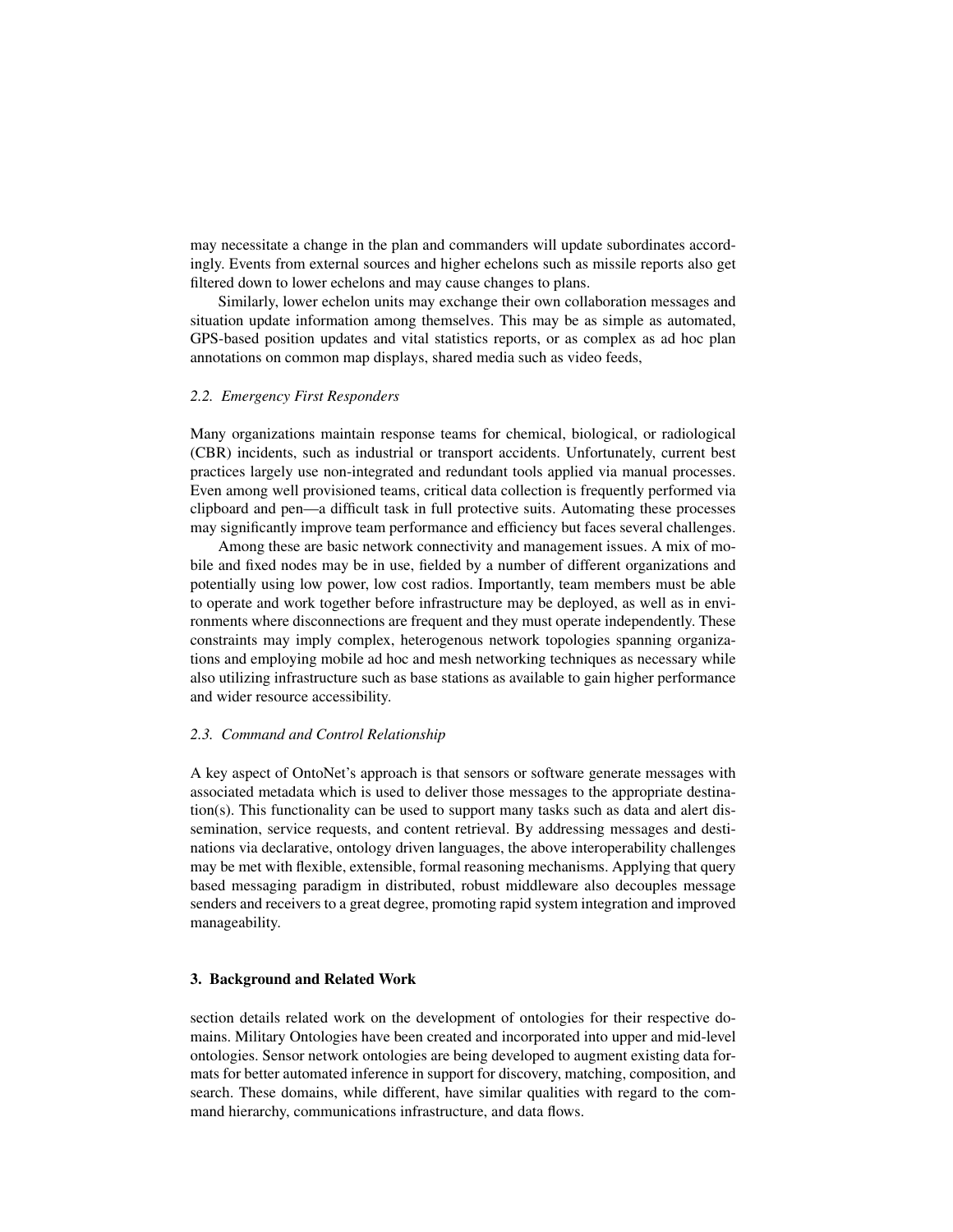may necessitate a change in the plan and commanders will update subordinates accordingly. Events from external sources and higher echelons such as missile reports also get filtered down to lower echelons and may cause changes to plans.

Similarly, lower echelon units may exchange their own collaboration messages and situation update information among themselves. This may be as simple as automated, GPS-based position updates and vital statistics reports, or as complex as ad hoc plan annotations on common map displays, shared media such as video feeds,

### *2.2. Emergency First Responders*

Many organizations maintain response teams for chemical, biological, or radiological (CBR) incidents, such as industrial or transport accidents. Unfortunately, current best practices largely use non-integrated and redundant tools applied via manual processes. Even among well provisioned teams, critical data collection is frequently performed via clipboard and pen—a difficult task in full protective suits. Automating these processes may significantly improve team performance and efficiency but faces several challenges.

Among these are basic network connectivity and management issues. A mix of mobile and fixed nodes may be in use, fielded by a number of different organizations and potentially using low power, low cost radios. Importantly, team members must be able to operate and work together before infrastructure may be deployed, as well as in environments where disconnections are frequent and they must operate independently. These constraints may imply complex, heterogenous network topologies spanning organizations and employing mobile ad hoc and mesh networking techniques as necessary while also utilizing infrastructure such as base stations as available to gain higher performance and wider resource accessibility.

### *2.3. Command and Control Relationship*

A key aspect of OntoNet's approach is that sensors or software generate messages with associated metadata which is used to deliver those messages to the appropriate destination(s). This functionality can be used to support many tasks such as data and alert dissemination, service requests, and content retrieval. By addressing messages and destinations via declarative, ontology driven languages, the above interoperability challenges may be met with flexible, extensible, formal reasoning mechanisms. Applying that query based messaging paradigm in distributed, robust middleware also decouples message senders and receivers to a great degree, promoting rapid system integration and improved manageability.

## 3. Background and Related Work

section details related work on the development of ontologies for their respective domains. Military Ontologies have been created and incorporated into upper and mid-level ontologies. Sensor network ontologies are being developed to augment existing data formats for better automated inference in support for discovery, matching, composition, and search. These domains, while different, have similar qualities with regard to the command hierarchy, communications infrastructure, and data flows.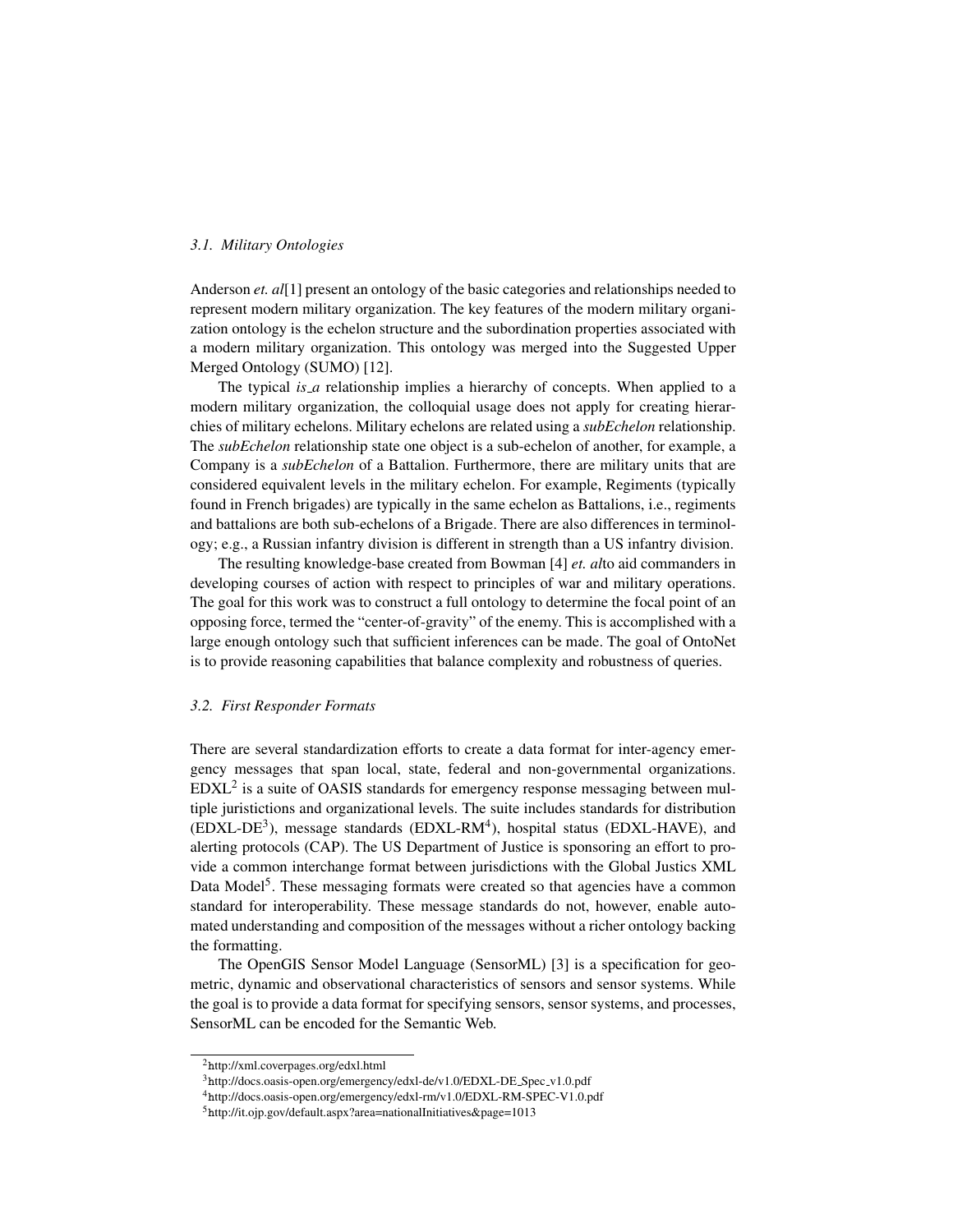### 3.1. Military Ontologies

Anderson *et. al*[1] present an ontology of the basic categories and relationships needed to represent modern military organization. The key features of the modern military organization ontology is the echelon structure and the subordination properties associated with a modern military organization. This ontology was merged into the Suggested Upper Merged Ontology (SUMO) [12].

The typical *is_a* relationship implies a hierarchy of concepts. When applied to a modern military organization, the colloquial usage does not apply for creating hierarchies of military echelons. Military echelons are related using a *subEchelon* relationship. The *subEchelon* relationship state one object is a sub-echelon of another, for example, a Company is a *subEchelon* of a Battalion. Furthermore, there are military units that are considered equivalent levels in the military echelon. For example, Regiments (typically found in French brigades) are typically in the same echelon as Battalions, i.e., regiments and battalions are both sub-echelons of a Brigade. There are also differences in terminology; e.g., a Russian infantry division is different in strength than a US infantry division.

The resulting knowledge-base created from Bowman [4] *et. al*to aid commanders in developing courses of action with respect to principles of war and military operations. The goal for this work was to construct a full ontology to determine the focal point of an opposing force, termed the "center-of-gravity" of the enemy. This is accomplished with a large enough ontology such that sufficient inferences can be made. The goal of OntoNet is to provide reasoning capabilities that balance complexity and robustness of queries.

### 3.2. First Responder Formats

There are several standardization efforts to create a data format for inter-agency emergency messages that span local, state, federal and non-governmental organizations. EDXL[2] is a suite of OASIS standards for emergency response messaging between multiple juristictions and organizational levels. The suite includes standards for distribution (EDXL-DE[3]), message standards (EDXL-RM[4]), hospital status (EDXL-HAVE), and alerting protocols (CAP). The US Department of Justice is sponsoring an effort to provide a common interchange format between jurisdictions with the Global Justics XML Data Model[5]. These messaging formats were created so that agencies have a common standard for interoperability. These message standards do not, however, enable automated understanding and composition of the messages without a richer ontology backing the formatting.

The OpenGIS Sensor Model Language (SensorML) [3] is a specification for geometric, dynamic and observational characteristics of sensors and sensor systems. While the goal is to provide a data format for specifying sensors, sensor systems, and processes, SensorML can be encoded for the Semantic Web.

---

[2] http://xml.coverpages.org/edxl.html

[3] http://docs.oasis-open.org/emergency/edxl-de/v1.0/EDXL-DE_Spec_v1.0.pdf

[4] http://docs.oasis-open.org/emergency/edxl-rm/v1.0/EDXL-RM-SPEC-V1.0.pdf

[5] http://it.ojp.gov/default.aspx?area=nationalInitiatives&page=1013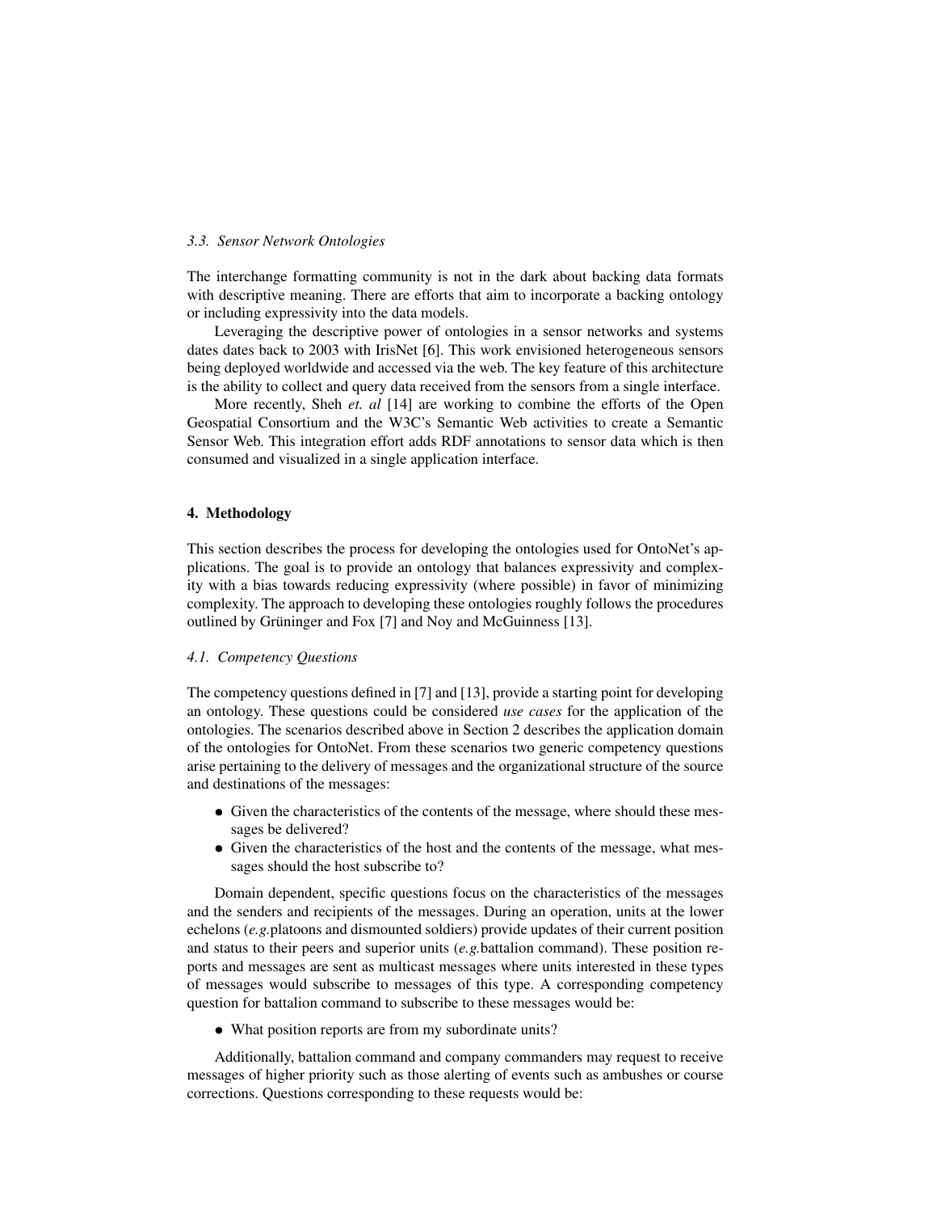### 3.3. Sensor Network Ontologies

The interchange formatting community is not in the dark about backing data formats with descriptive meaning. There are efforts that aim to incorporate a backing ontology or including expressivity into the data models.

Leveraging the descriptive power of ontologies in a sensor networks and systems dates dates back to 2003 with IrisNet [6]. This work envisioned heterogeneous sensors being deployed worldwide and accessed via the web. The key feature of this architecture is the ability to collect and query data received from the sensors from a single interface.

More recently, Sheh *et. al* [14] are working to combine the efforts of the Open Geospatial Consortium and the W3C's Semantic Web activities to create a Semantic Sensor Web. This integration effort adds RDF annotations to sensor data which is then consumed and visualized in a single application interface.

## 4. Methodology

This section describes the process for developing the ontologies used for OntoNet's applications. The goal is to provide an ontology that balances expressivity and complexity with a bias towards reducing expressivity (where possible) in favor of minimizing complexity. The approach to developing these ontologies roughly follows the procedures outlined by Grüninger and Fox [7] and Noy and McGuinness [13].

### 4.1. Competency Questions

The competency questions defined in [7] and [13], provide a starting point for developing an ontology. These questions could be considered *use cases* for the application of the ontologies. The scenarios described above in Section 2 describes the application domain of the ontologies for OntoNet. From these scenarios two generic competency questions arise pertaining to the delivery of messages and the organizational structure of the source and destinations of the messages:

- Given the characteristics of the contents of the message, where should these messages be delivered?
- Given the characteristics of the host and the contents of the message, what messages should the host subscribe to?

Domain dependent, specific questions focus on the characteristics of the messages and the senders and recipients of the messages. During an operation, units at the lower echelons (*e.g.*platoons and dismounted soldiers) provide updates of their current position and status to their peers and superior units (*e.g.*battalion command). These position reports and messages are sent as multicast messages where units interested in these types of messages would subscribe to messages of this type. A corresponding competency question for battalion command to subscribe to these messages would be:

- What position reports are from my subordinate units?

Additionally, battalion command and company commanders may request to receive messages of higher priority such as those alerting of events such as ambushes or course corrections. Questions corresponding to these requests would be: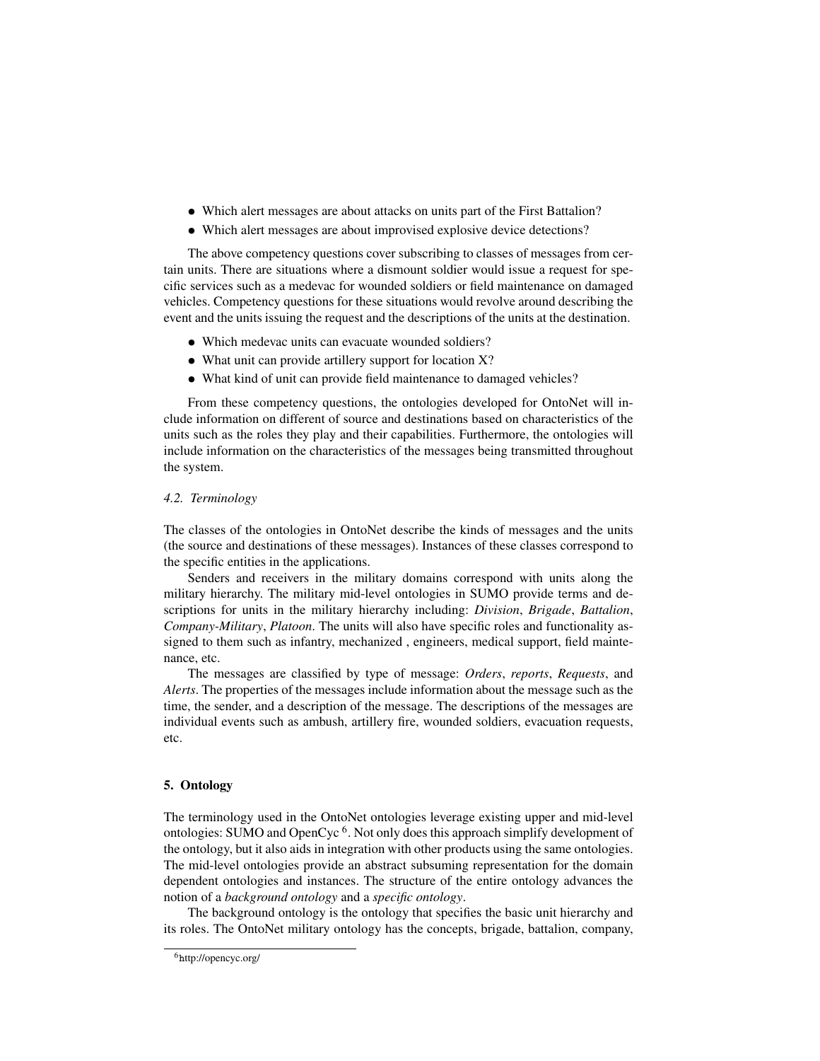- Which alert messages are about attacks on units part of the First Battalion?
- Which alert messages are about improvised explosive device detections?

The above competency questions cover subscribing to classes of messages from certain units. There are situations where a dismount soldier would issue a request for specific services such as a medevac for wounded soldiers or field maintenance on damaged vehicles. Competency questions for these situations would revolve around describing the event and the units issuing the request and the descriptions of the units at the destination.

- Which medevac units can evacuate wounded soldiers?
- What unit can provide artillery support for location X?
- What kind of unit can provide field maintenance to damaged vehicles?

From these competency questions, the ontologies developed for OntoNet will include information on different of source and destinations based on characteristics of the units such as the roles they play and their capabilities. Furthermore, the ontologies will include information on the characteristics of the messages being transmitted throughout the system.

### *4.2. Terminology*

The classes of the ontologies in OntoNet describe the kinds of messages and the units (the source and destinations of these messages). Instances of these classes correspond to the specific entities in the applications.

Senders and receivers in the military domains correspond with units along the military hierarchy. The military mid-level ontologies in SUMO provide terms and descriptions for units in the military hierarchy including: *Division*, *Brigade*, *Battalion*, *Company-Military*, *Platoon*. The units will also have specific roles and functionality assigned to them such as infantry, mechanized , engineers, medical support, field maintenance, etc.

The messages are classified by type of message: *Orders*, *reports*, *Requests*, and *Alerts*. The properties of the messages include information about the message such as the time, the sender, and a description of the message. The descriptions of the messages are individual events such as ambush, artillery fire, wounded soldiers, evacuation requests, etc.

## 5. Ontology

The terminology used in the OntoNet ontologies leverage existing upper and mid-level ontologies: SUMO and OpenCyc [6]. Not only does this approach simplify development of the ontology, but it also aids in integration with other products using the same ontologies. The mid-level ontologies provide an abstract subsuming representation for the domain dependent ontologies and instances. The structure of the entire ontology advances the notion of a *background ontology* and a *specific ontology*.

The background ontology is the ontology that specifies the basic unit hierarchy and its roles. The OntoNet military ontology has the concepts, brigade, battalion, company,

[6] http://opencyc.org/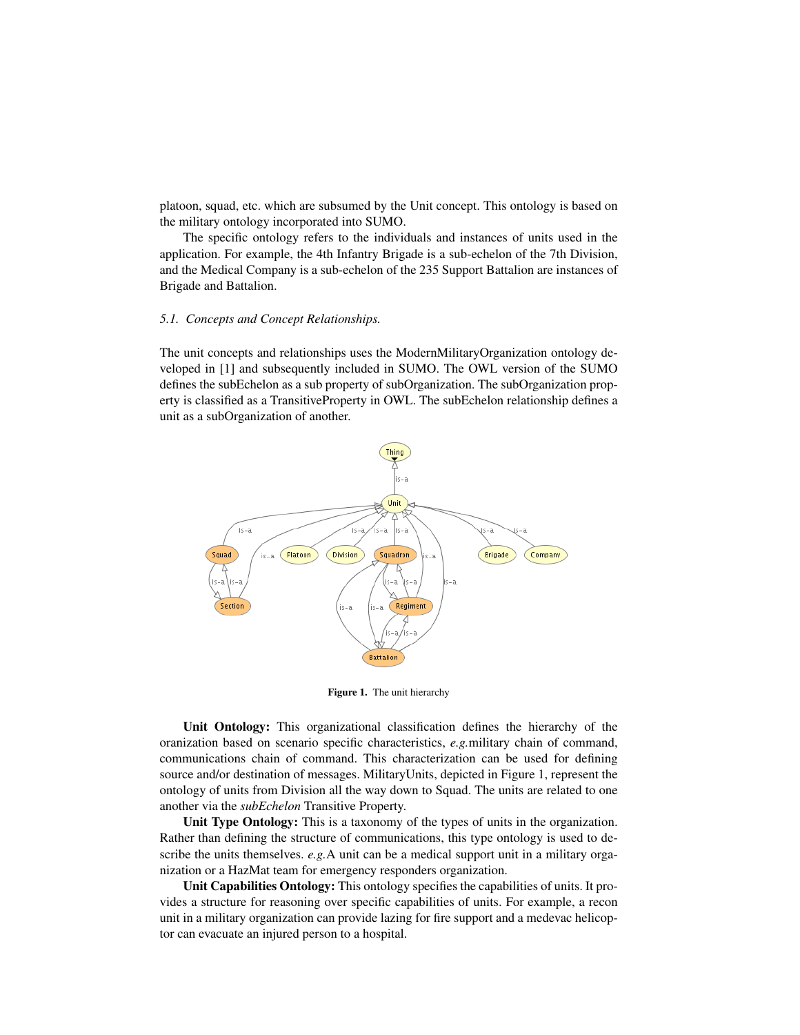platoon, squad, etc. which are subsumed by the Unit concept. This ontology is based on the military ontology incorporated into SUMO.

The specific ontology refers to the individuals and instances of units used in the application. For example, the 4th Infantry Brigade is a sub-echelon of the 7th Division, and the Medical Company is a sub-echelon of the 235 Support Battalion are instances of Brigade and Battalion.

### *5.1. Concepts and Concept Relationships.*

The unit concepts and relationships uses the ModernMilitaryOrganization ontology developed in [1] and subsequently included in SUMO. The OWL version of the SUMO defines the subEchelon as a sub property of subOrganization. The subOrganization property is classified as a TransitiveProperty in OWL. The subEchelon relationship defines a unit as a subOrganization of another.

**Figure 1.** The unit hierarchy

**Unit Ontology:** This organizational classification defines the hierarchy of the oranization based on scenario specific characteristics, *e.g.*military chain of command, communications chain of command. This characterization can be used for defining source and/or destination of messages. MilitaryUnits, depicted in Figure 1, represent the ontology of units from Division all the way down to Squad. The units are related to one another via the *subEchelon* Transitive Property.

**Unit Type Ontology:** This is a taxonomy of the types of units in the organization. Rather than defining the structure of communications, this type ontology is used to describe the units themselves. *e.g.*A unit can be a medical support unit in a military organization or a HazMat team for emergency responders organization.

**Unit Capabilities Ontology:** This ontology specifies the capabilities of units. It provides a structure for reasoning over specific capabilities of units. For example, a recon unit in a military organization can provide lazing for fire support and a medevac helicoptor can evacuate an injured person to a hospital.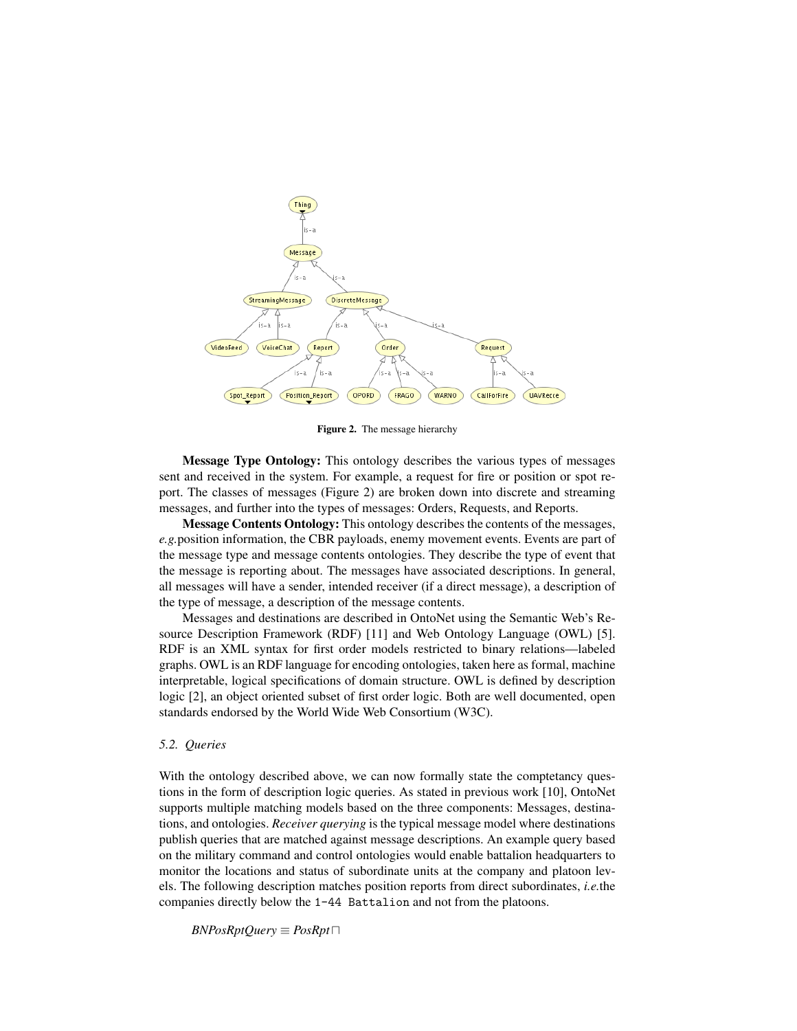Figure 2. The message hierarchy

**Message Type Ontology:** This ontology describes the various types of messages sent and received in the system. For example, a request for fire or position or spot report. The classes of messages (Figure 2) are broken down into discrete and streaming messages, and further into the types of messages: Orders, Requests, and Reports.

**Message Contents Ontology:** This ontology describes the contents of the messages, *e.g.*position information, the CBR payloads, enemy movement events. Events are part of the message type and message contents ontologies. They describe the type of event that the message is reporting about. The messages have associated descriptions. In general, all messages will have a sender, intended receiver (if a direct message), a description of the type of message, a description of the message contents.

Messages and destinations are described in OntoNet using the Semantic Web's Resource Description Framework (RDF) [11] and Web Ontology Language (OWL) [5]. RDF is an XML syntax for first order models restricted to binary relations—labeled graphs. OWL is an RDF language for encoding ontologies, taken here as formal, machine interpretable, logical specifications of domain structure. OWL is defined by description logic [2], an object oriented subset of first order logic. Both are well documented, open standards endorsed by the World Wide Web Consortium (W3C).

### *5.2. Queries*

With the ontology described above, we can now formally state the comptetancy questions in the form of description logic queries. As stated in previous work [10], OntoNet supports multiple matching models based on the three components: Messages, destinations, and ontologies. *Receiver querying* is the typical message model where destinations publish queries that are matched against message descriptions. An example query based on the military command and control ontologies would enable battalion headquarters to monitor the locations and status of subordinate units at the company and platoon levels. The following description matches position reports from direct subordinates, *i.e.*the companies directly below the `1-44 Battalion` and not from the platoons.

$BNPosRptQuery \equiv PosRpt \sqcap$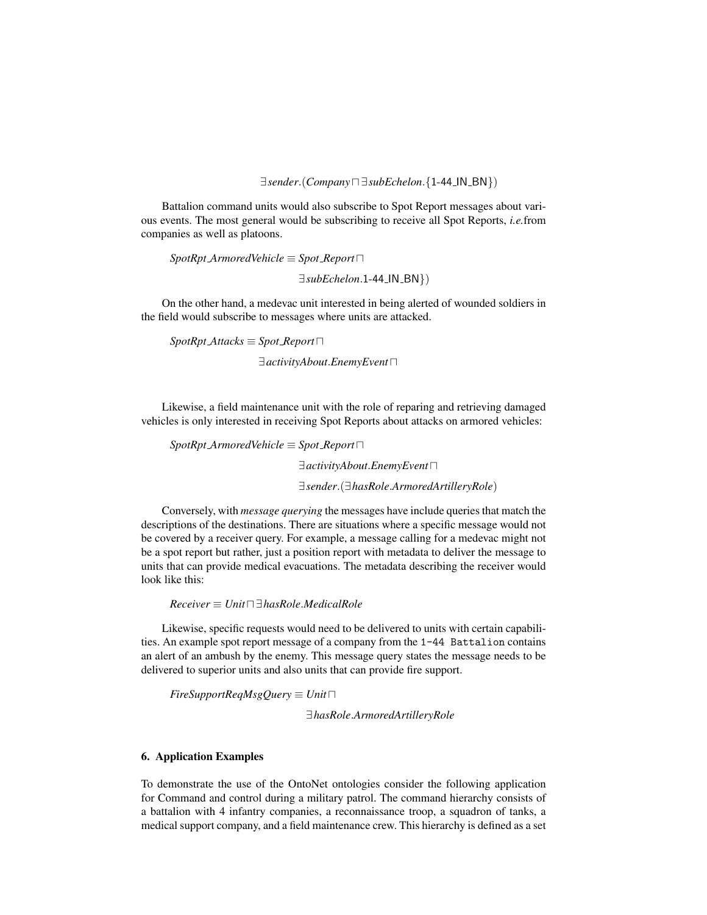$$\exists sender.(Company \sqcap \exists subEchelon.\{\text{1-44\_IN\_BN}\})$$

Battalion command units would also subscribe to Spot Report messages about various events. The most general would be subscribing to receive all Spot Reports, *i.e.*from companies as well as platoons.

$$SpotRpt\_ArmoredVehicle \equiv Spot\_Report \sqcap$$
$$\exists subEchelon.\text{1-44\_IN\_BN}\})$$

On the other hand, a medevac unit interested in being alerted of wounded soldiers in the field would subscribe to messages where units are attacked.

$$SpotRpt\_Attacks \equiv Spot\_Report \sqcap$$
$$\exists activityAbout.EnemyEvent \sqcap$$

Likewise, a field maintenance unit with the role of reparing and retrieving damaged vehicles is only interested in receiving Spot Reports about attacks on armored vehicles:

$$SpotRpt\_ArmoredVehicle \equiv Spot\_Report \sqcap$$
$$\exists activityAbout.EnemyEvent \sqcap$$
$$\exists sender.(\exists hasRole.ArmoredArtilleryRole)$$

Conversely, with *message querying* the messages have include queries that match the descriptions of the destinations. There are situations where a specific message would not be covered by a receiver query. For example, a message calling for a medevac might not be a spot report but rather, just a position report with metadata to deliver the message to units that can provide medical evacuations. The metadata describing the receiver would look like this:

$$Receiver \equiv Unit \sqcap \exists hasRole.MedicalRole$$

Likewise, specific requests would need to be delivered to units with certain capabilities. An example spot report message of a company from the `1-44 Battalion` contains an alert of an ambush by the enemy. This message query states the message needs to be delivered to superior units and also units that can provide fire support.

$$FireSupportReqMsgQuery \equiv Unit \sqcap$$
$$\exists hasRole.ArmoredArtilleryRole$$

## 6. Application Examples

To demonstrate the use of the OntoNet ontologies consider the following application for Command and control during a military patrol. The command hierarchy consists of a battalion with 4 infantry companies, a reconnaissance troop, a squadron of tanks, a medical support company, and a field maintenance crew. This hierarchy is defined as a set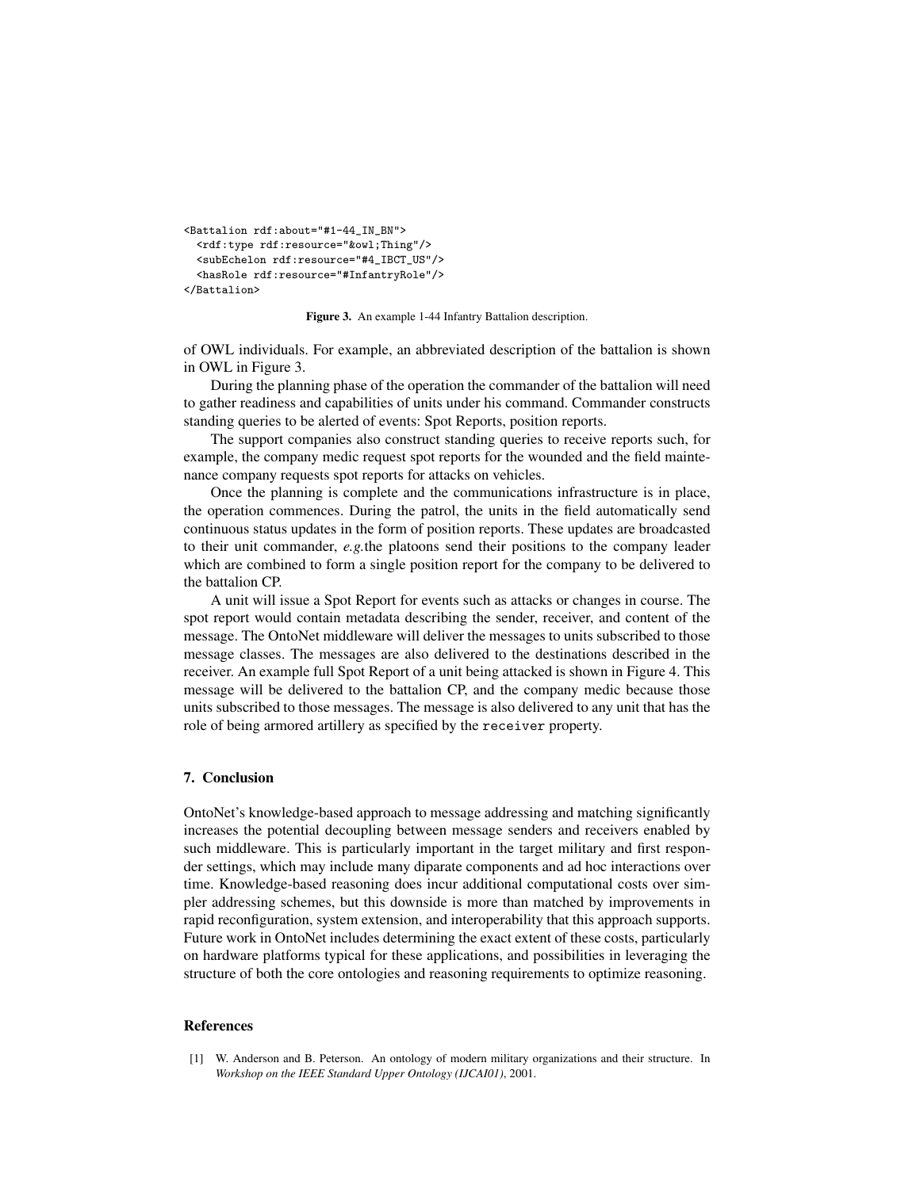```
<Battalion rdf:about="#1-44_IN_BN">
  <rdf:type rdf:resource="&owl;Thing"/>
  <subEchelon rdf:resource="#4_IBCT_US"/>
  <hasRole rdf:resource="#InfantryRole"/>
</Battalion>
```

**Figure 3.** An example 1-44 Infantry Battalion description.

of OWL individuals. For example, an abbreviated description of the battalion is shown in OWL in Figure 3.

During the planning phase of the operation the commander of the battalion will need to gather readiness and capabilities of units under his command. Commander constructs standing queries to be alerted of events: Spot Reports, position reports.

The support companies also construct standing queries to receive reports such, for example, the company medic request spot reports for the wounded and the field maintenance company requests spot reports for attacks on vehicles.

Once the planning is complete and the communications infrastructure is in place, the operation commences. During the patrol, the units in the field automatically send continuous status updates in the form of position reports. These updates are broadcasted to their unit commander, *e.g.*the platoons send their positions to the company leader which are combined to form a single position report for the company to be delivered to the battalion CP.

A unit will issue a Spot Report for events such as attacks or changes in course. The spot report would contain metadata describing the sender, receiver, and content of the message. The OntoNet middleware will deliver the messages to units subscribed to those message classes. The messages are also delivered to the destinations described in the receiver. An example full Spot Report of a unit being attacked is shown in Figure 4. This message will be delivered to the battalion CP, and the company medic because those units subscribed to those messages. The message is also delivered to any unit that has the role of being armored artillery as specified by the `receiver` property.

## 7. Conclusion

OntoNet's knowledge-based approach to message addressing and matching significantly increases the potential decoupling between message senders and receivers enabled by such middleware. This is particularly important in the target military and first responder settings, which may include many diparate components and ad hoc interactions over time. Knowledge-based reasoning does incur additional computational costs over simpler addressing schemes, but this downside is more than matched by improvements in rapid reconfiguration, system extension, and interoperability that this approach supports. Future work in OntoNet includes determining the exact extent of these costs, particularly on hardware platforms typical for these applications, and possibilities in leveraging the structure of both the core ontologies and reasoning requirements to optimize reasoning.

## References

[1] W. Anderson and B. Peterson. An ontology of modern military organizations and their structure. In *Workshop on the IEEE Standard Upper Ontology (IJCAI01)*, 2001.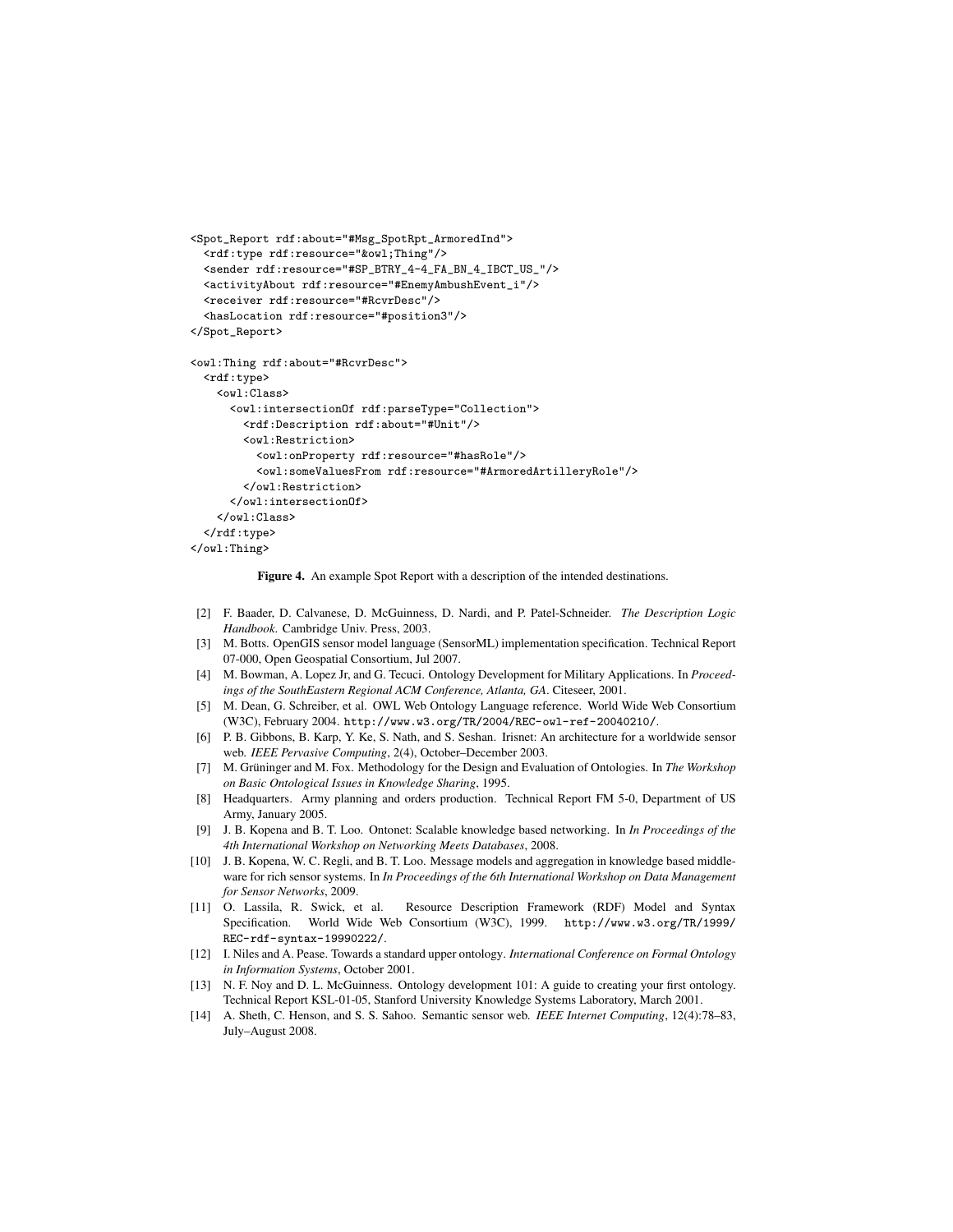```
<Spot_Report rdf:about="#Msg_SpotRpt_ArmoredInd">
  <rdf:type rdf:resource="&owl;Thing"/>
  <sender rdf:resource="#SP_BTRY_4-4_FA_BN_4_IBCT_US_"/>
  <activityAbout rdf:resource="#EnemyAmbushEvent_i"/>
  <receiver rdf:resource="#RcvrDesc"/>
  <hasLocation rdf:resource="#position3"/>
</Spot_Report>

<owl:Thing rdf:about="#RcvrDesc">
  <rdf:type>
    <owl:Class>
      <owl:intersectionOf rdf:parseType="Collection">
        <rdf:Description rdf:about="#Unit"/>
        <owl:Restriction>
          <owl:onProperty rdf:resource="#hasRole"/>
          <owl:someValuesFrom rdf:resource="#ArmoredArtilleryRole"/>
        </owl:Restriction>
      </owl:intersectionOf>
    </owl:Class>
  </rdf:type>
</owl:Thing>
```

**Figure 4.** An example Spot Report with a description of the intended destinations.

[2] F. Baader, D. Calvanese, D. McGuinness, D. Nardi, and P. Patel-Schneider. *The Description Logic Handbook*. Cambridge Univ. Press, 2003.

[3] M. Botts. OpenGIS sensor model language (SensorML) implementation specification. Technical Report 07-000, Open Geospatial Consortium, Jul 2007.

[4] M. Bowman, A. Lopez Jr, and G. Tecuci. Ontology Development for Military Applications. In *Proceedings of the SouthEastern Regional ACM Conference, Atlanta, GA*. Citeseer, 2001.

[5] M. Dean, G. Schreiber, et al. OWL Web Ontology Language reference. World Wide Web Consortium (W3C), February 2004. http://www.w3.org/TR/2004/REC-owl-ref-20040210/.

[6] P. B. Gibbons, B. Karp, Y. Ke, S. Nath, and S. Seshan. Irisnet: An architecture for a worldwide sensor web. *IEEE Pervasive Computing*, 2(4), October–December 2003.

[7] M. Grüninger and M. Fox. Methodology for the Design and Evaluation of Ontologies. In *The Workshop on Basic Ontological Issues in Knowledge Sharing*, 1995.

[8] Headquarters. Army planning and orders production. Technical Report FM 5-0, Department of US Army, January 2005.

[9] J. B. Kopena and B. T. Loo. Ontonet: Scalable knowledge based networking. In *In Proceedings of the 4th International Workshop on Networking Meets Databases*, 2008.

[10] J. B. Kopena, W. C. Regli, and B. T. Loo. Message models and aggregation in knowledge based middleware for rich sensor systems. In *In Proceedings of the 6th International Workshop on Data Management for Sensor Networks*, 2009.

[11] O. Lassila, R. Swick, et al. Resource Description Framework (RDF) Model and Syntax Specification. World Wide Web Consortium (W3C), 1999. http://www.w3.org/TR/1999/REC-rdf-syntax-19990222/.

[12] I. Niles and A. Pease. Towards a standard upper ontology. *International Conference on Formal Ontology in Information Systems*, October 2001.

[13] N. F. Noy and D. L. McGuinness. Ontology development 101: A guide to creating your first ontology. Technical Report KSL-01-05, Stanford University Knowledge Systems Laboratory, March 2001.

[14] A. Sheth, C. Henson, and S. S. Sahoo. Semantic sensor web. *IEEE Internet Computing*, 12(4):78–83, July–August 2008.